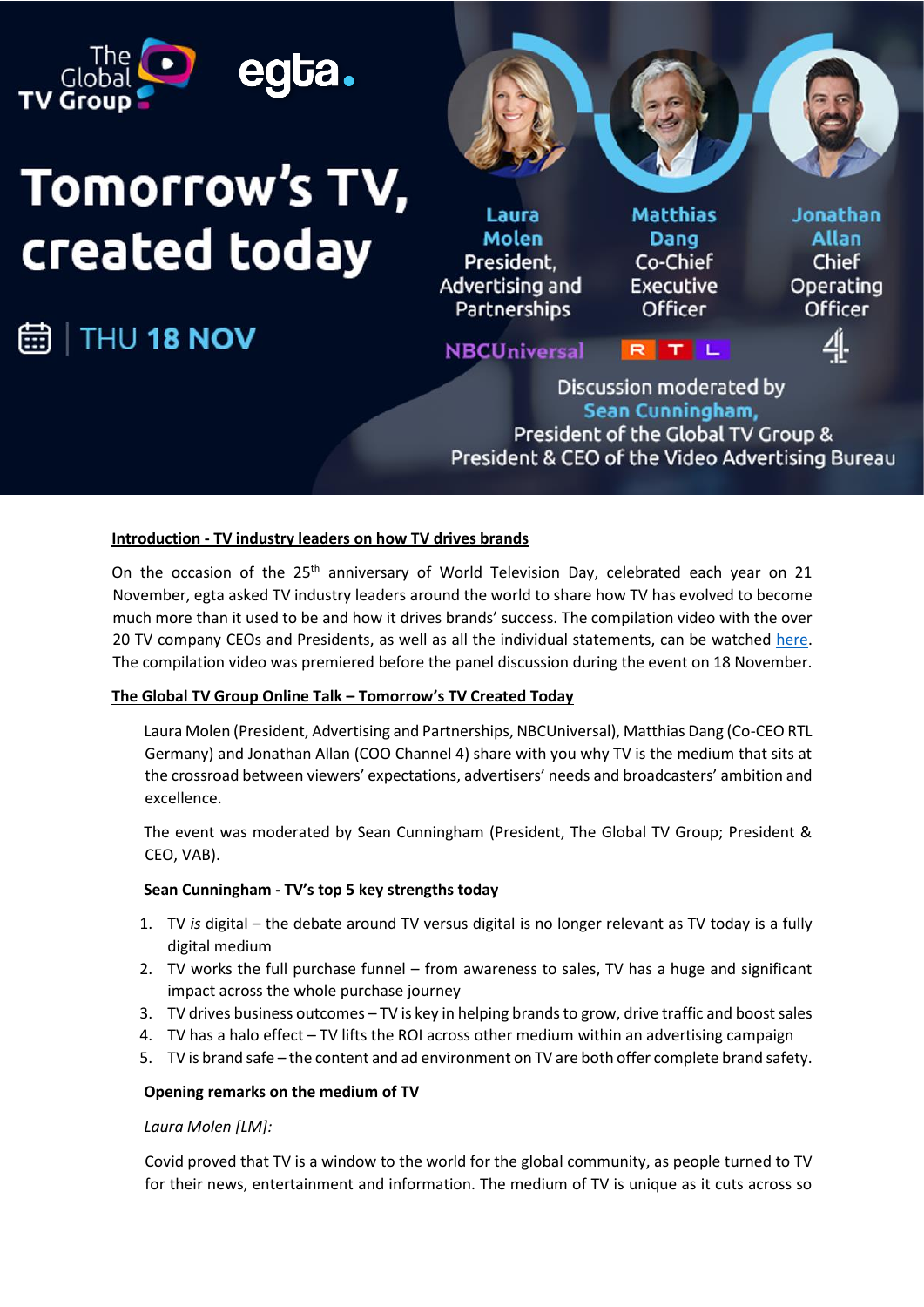The Global TV Group  egta.

# Tomorrow's TV, created today

THU **18 NOV**

**Laura Molen**
President, Advertising and Partnerships
NBCUniversal

**Matthias Dang**
Co-Chief Executive Officer
RTL

**Jonathan Allan**
Chief Operating Officer
4

Discussion moderated by
**Sean Cunningham,**
President of the Global TV Group &
President & CEO of the Video Advertising Bureau

**Introduction - TV industry leaders on how TV drives brands**

On the occasion of the 25th anniversary of World Television Day, celebrated each year on 21 November, egta asked TV industry leaders around the world to share how TV has evolved to become much more than it used to be and how it drives brands' success. The compilation video with the over 20 TV company CEOs and Presidents, as well as all the individual statements, can be watched here. The compilation video was premiered before the panel discussion during the event on 18 November.

**The Global TV Group Online Talk – Tomorrow's TV Created Today**

Laura Molen (President, Advertising and Partnerships, NBCUniversal), Matthias Dang (Co-CEO RTL Germany) and Jonathan Allan (COO Channel 4) share with you why TV is the medium that sits at the crossroad between viewers' expectations, advertisers' needs and broadcasters' ambition and excellence.

The event was moderated by Sean Cunningham (President, The Global TV Group; President & CEO, VAB).

**Sean Cunningham - TV's top 5 key strengths today**

1. TV *is* digital – the debate around TV versus digital is no longer relevant as TV today is a fully digital medium
2. TV works the full purchase funnel – from awareness to sales, TV has a huge and significant impact across the whole purchase journey
3. TV drives business outcomes – TV is key in helping brands to grow, drive traffic and boost sales
4. TV has a halo effect – TV lifts the ROI across other medium within an advertising campaign
5. TV is brand safe – the content and ad environment on TV are both offer complete brand safety.

**Opening remarks on the medium of TV**

*Laura Molen [LM]:*

Covid proved that TV is a window to the world for the global community, as people turned to TV for their news, entertainment and information. The medium of TV is unique as it cuts across so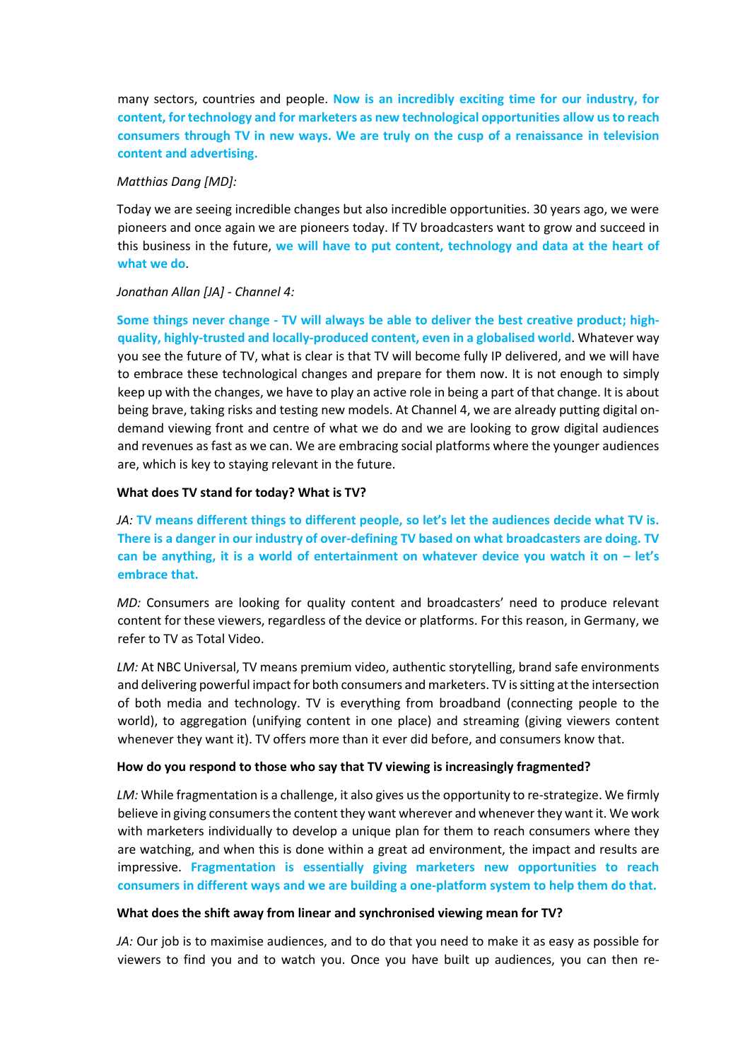many sectors, countries and people. **Now is an incredibly exciting time for our industry, for content, for technology and for marketers as new technological opportunities allow us to reach consumers through TV in new ways. We are truly on the cusp of a renaissance in television content and advertising.**

*Matthias Dang [MD]:*

Today we are seeing incredible changes but also incredible opportunities. 30 years ago, we were pioneers and once again we are pioneers today. If TV broadcasters want to grow and succeed in this business in the future, **we will have to put content, technology and data at the heart of what we do**.

*Jonathan Allan [JA] - Channel 4:*

**Some things never change - TV will always be able to deliver the best creative product; high-quality, highly-trusted and locally-produced content, even in a globalised world**. Whatever way you see the future of TV, what is clear is that TV will become fully IP delivered, and we will have to embrace these technological changes and prepare for them now. It is not enough to simply keep up with the changes, we have to play an active role in being a part of that change. It is about being brave, taking risks and testing new models. At Channel 4, we are already putting digital on-demand viewing front and centre of what we do and we are looking to grow digital audiences and revenues as fast as we can. We are embracing social platforms where the younger audiences are, which is key to staying relevant in the future.

**What does TV stand for today? What is TV?**

*JA:* **TV means different things to different people, so let's let the audiences decide what TV is. There is a danger in our industry of over-defining TV based on what broadcasters are doing. TV can be anything, it is a world of entertainment on whatever device you watch it on – let's embrace that.**

*MD:* Consumers are looking for quality content and broadcasters' need to produce relevant content for these viewers, regardless of the device or platforms. For this reason, in Germany, we refer to TV as Total Video.

*LM:* At NBC Universal, TV means premium video, authentic storytelling, brand safe environments and delivering powerful impact for both consumers and marketers. TV is sitting at the intersection of both media and technology. TV is everything from broadband (connecting people to the world), to aggregation (unifying content in one place) and streaming (giving viewers content whenever they want it). TV offers more than it ever did before, and consumers know that.

**How do you respond to those who say that TV viewing is increasingly fragmented?**

*LM:* While fragmentation is a challenge, it also gives us the opportunity to re-strategize. We firmly believe in giving consumers the content they want wherever and whenever they want it. We work with marketers individually to develop a unique plan for them to reach consumers where they are watching, and when this is done within a great ad environment, the impact and results are impressive. **Fragmentation is essentially giving marketers new opportunities to reach consumers in different ways and we are building a one-platform system to help them do that.**

**What does the shift away from linear and synchronised viewing mean for TV?**

*JA:* Our job is to maximise audiences, and to do that you need to make it as easy as possible for viewers to find you and to watch you. Once you have built up audiences, you can then re-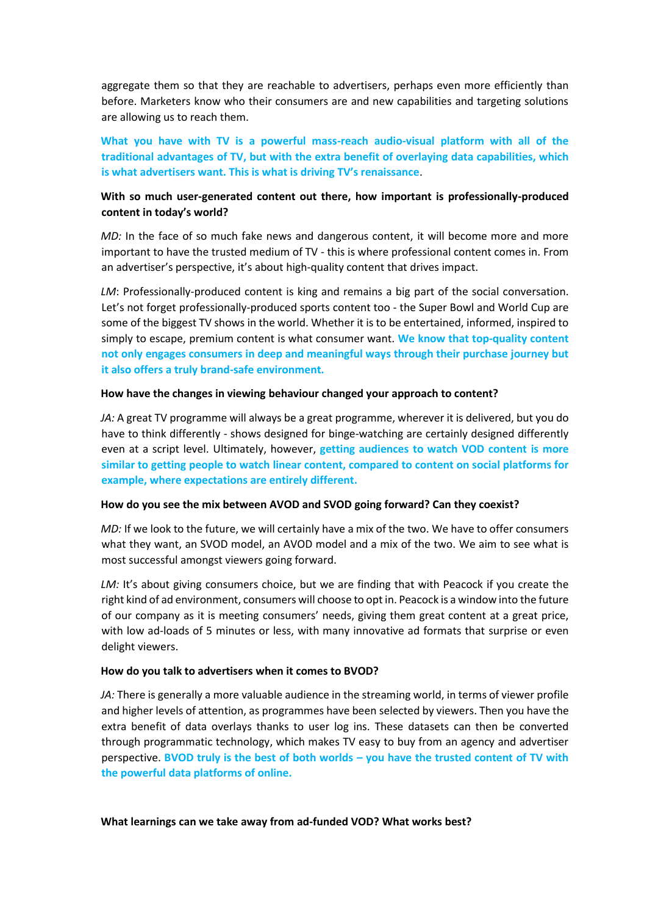aggregate them so that they are reachable to advertisers, perhaps even more efficiently than before. Marketers know who their consumers are and new capabilities and targeting solutions are allowing us to reach them.

**What you have with TV is a powerful mass-reach audio-visual platform with all of the traditional advantages of TV, but with the extra benefit of overlaying data capabilities, which is what advertisers want. This is what is driving TV's renaissance**.

**With so much user-generated content out there, how important is professionally-produced content in today's world?**

*MD:* In the face of so much fake news and dangerous content, it will become more and more important to have the trusted medium of TV - this is where professional content comes in. From an advertiser's perspective, it's about high-quality content that drives impact.

*LM*: Professionally-produced content is king and remains a big part of the social conversation. Let's not forget professionally-produced sports content too - the Super Bowl and World Cup are some of the biggest TV shows in the world. Whether it is to be entertained, informed, inspired to simply to escape, premium content is what consumer want. **We know that top-quality content not only engages consumers in deep and meaningful ways through their purchase journey but it also offers a truly brand-safe environment.**

**How have the changes in viewing behaviour changed your approach to content?**

*JA:* A great TV programme will always be a great programme, wherever it is delivered, but you do have to think differently - shows designed for binge-watching are certainly designed differently even at a script level. Ultimately, however, **getting audiences to watch VOD content is more similar to getting people to watch linear content, compared to content on social platforms for example, where expectations are entirely different.**

**How do you see the mix between AVOD and SVOD going forward? Can they coexist?**

*MD:* If we look to the future, we will certainly have a mix of the two. We have to offer consumers what they want, an SVOD model, an AVOD model and a mix of the two. We aim to see what is most successful amongst viewers going forward.

*LM:* It's about giving consumers choice, but we are finding that with Peacock if you create the right kind of ad environment, consumers will choose to opt in. Peacock is a window into the future of our company as it is meeting consumers' needs, giving them great content at a great price, with low ad-loads of 5 minutes or less, with many innovative ad formats that surprise or even delight viewers.

**How do you talk to advertisers when it comes to BVOD?**

*JA:* There is generally a more valuable audience in the streaming world, in terms of viewer profile and higher levels of attention, as programmes have been selected by viewers. Then you have the extra benefit of data overlays thanks to user log ins. These datasets can then be converted through programmatic technology, which makes TV easy to buy from an agency and advertiser perspective. **BVOD truly is the best of both worlds – you have the trusted content of TV with the powerful data platforms of online.**

**What learnings can we take away from ad-funded VOD? What works best?**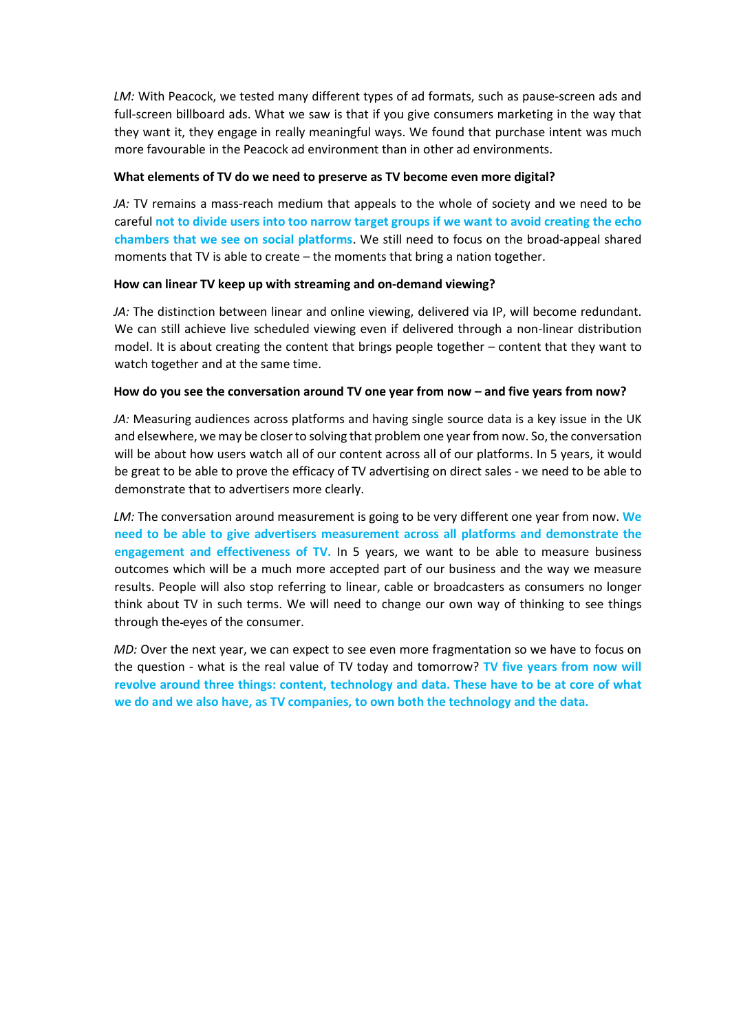*LM:* With Peacock, we tested many different types of ad formats, such as pause-screen ads and full-screen billboard ads. What we saw is that if you give consumers marketing in the way that they want it, they engage in really meaningful ways. We found that purchase intent was much more favourable in the Peacock ad environment than in other ad environments.

**What elements of TV do we need to preserve as TV become even more digital?**

*JA:* TV remains a mass-reach medium that appeals to the whole of society and we need to be careful **not to divide users into too narrow target groups if we want to avoid creating the echo chambers that we see on social platforms**. We still need to focus on the broad-appeal shared moments that TV is able to create – the moments that bring a nation together.

**How can linear TV keep up with streaming and on-demand viewing?**

*JA:* The distinction between linear and online viewing, delivered via IP, will become redundant. We can still achieve live scheduled viewing even if delivered through a non-linear distribution model. It is about creating the content that brings people together – content that they want to watch together and at the same time.

**How do you see the conversation around TV one year from now – and five years from now?**

*JA:* Measuring audiences across platforms and having single source data is a key issue in the UK and elsewhere, we may be closer to solving that problem one year from now. So, the conversation will be about how users watch all of our content across all of our platforms. In 5 years, it would be great to be able to prove the efficacy of TV advertising on direct sales - we need to be able to demonstrate that to advertisers more clearly.

*LM:* The conversation around measurement is going to be very different one year from now. **We need to be able to give advertisers measurement across all platforms and demonstrate the engagement and effectiveness of TV.** In 5 years, we want to be able to measure business outcomes which will be a much more accepted part of our business and the way we measure results. People will also stop referring to linear, cable or broadcasters as consumers no longer think about TV in such terms. We will need to change our own way of thinking to see things through the eyes of the consumer.

*MD:* Over the next year, we can expect to see even more fragmentation so we have to focus on the question - what is the real value of TV today and tomorrow? **TV five years from now will revolve around three things: content, technology and data. These have to be at core of what we do and we also have, as TV companies, to own both the technology and the data.**